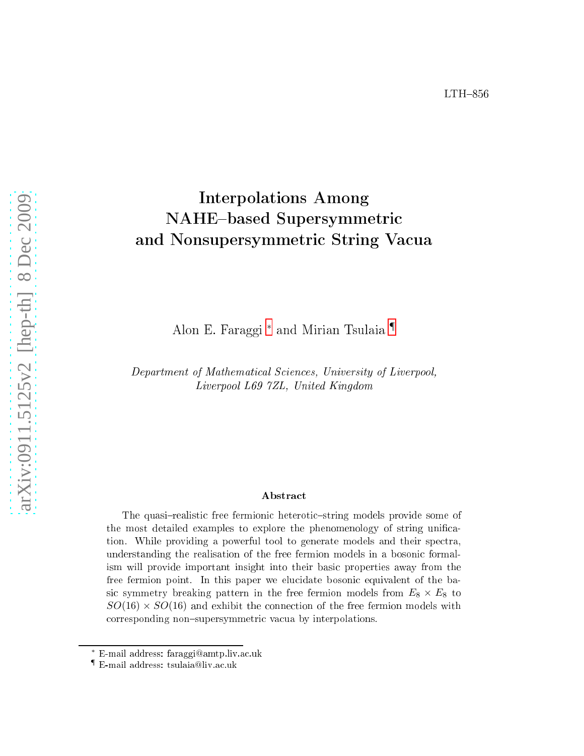LTH–856

# Interpolations Among NAHE–based Supersymmetric and Nonsupersymmetric String Vacua

Alon E. Faraggi * and Mirian Tsulaia ¶

*Department of Mathematical Sciences, University of Liverpool, Liverpool L69 7ZL, United Kingdom*

## Abstract

The quasi–realistic free fermionic heterotic–string models provide some of the most detailed examples to explore the phenomenology of string unification. While providing a powerful tool to generate models and their spectra, understanding the realisation of the free fermion models in a bosonic formalism will provide important insight into their basic properties away from the free fermion point. In this paper we elucidate bosonic equivalent of the basic symmetry breaking pattern in the free fermion models from $E_8 \times E_8$ to $SO(16) \times SO(16)$ and exhibit the connection of the free fermion models with corresponding non–supersymmetric vacua by interpolations.

* E-mail address: faraggi@amtp.liv.ac.uk

¶ E-mail address: tsulaia@liv.ac.uk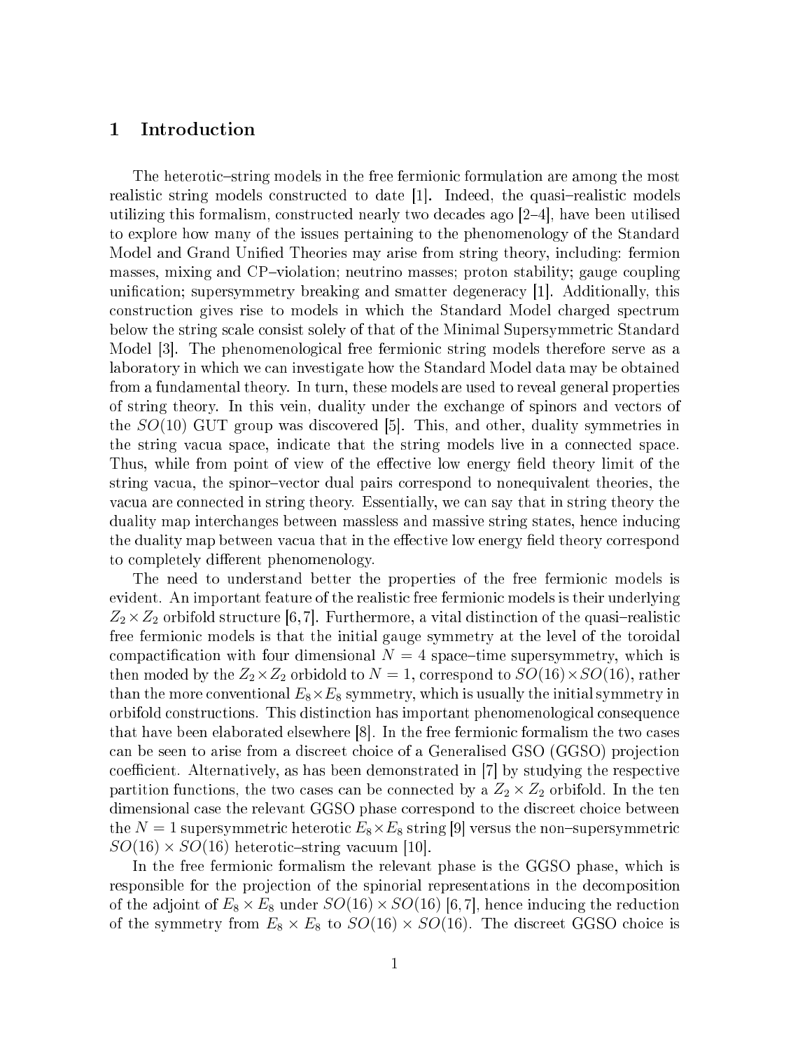## 1 Introduction

The heterotic–string models in the free fermionic formulation are among the most realistic string models constructed to date [1]. Indeed, the quasi–realistic models utilizing this formalism, constructed nearly two decades ago [2–4], have been utilised to explore how many of the issues pertaining to the phenomenology of the Standard Model and Grand Unified Theories may arise from string theory, including: fermion masses, mixing and CP–violation; neutrino masses; proton stability; gauge coupling unification; supersymmetry breaking and smatter degeneracy [1]. Additionally, this construction gives rise to models in which the Standard Model charged spectrum below the string scale consist solely of that of the Minimal Supersymmetric Standard Model [3]. The phenomenological free fermionic string models therefore serve as a laboratory in which we can investigate how the Standard Model data may be obtained from a fundamental theory. In turn, these models are used to reveal general properties of string theory. In this vein, duality under the exchange of spinors and vectors of the $SO(10)$ GUT group was discovered [5]. This, and other, duality symmetries in the string vacua space, indicate that the string models live in a connected space. Thus, while from point of view of the effective low energy field theory limit of the string vacua, the spinor–vector dual pairs correspond to nonequivalent theories, the vacua are connected in string theory. Essentially, we can say that in string theory the duality map interchanges between massless and massive string states, hence inducing the duality map between vacua that in the effective low energy field theory correspond to completely different phenomenology.

The need to understand better the properties of the free fermionic models is evident. An important feature of the realistic free fermionic models is their underlying $Z_2 \times Z_2$ orbifold structure [6, 7]. Furthermore, a vital distinction of the quasi–realistic free fermionic models is that the initial gauge symmetry at the level of the toroidal compactification with four dimensional $N = 4$ space–time supersymmetry, which is then moded by the $Z_2 \times Z_2$ orbidold to $N = 1$, correspond to $SO(16) \times SO(16)$, rather than the more conventional $E_8 \times E_8$ symmetry, which is usually the initial symmetry in orbifold constructions. This distinction has important phenomenological consequence that have been elaborated elsewhere [8]. In the free fermionic formalism the two cases can be seen to arise from a discreet choice of a Generalised GSO (GGSO) projection coefficient. Alternatively, as has been demonstrated in [7] by studying the respective partition functions, the two cases can be connected by a $Z_2 \times Z_2$ orbifold. In the ten dimensional case the relevant GGSO phase correspond to the discreet choice between the $N = 1$ supersymmetric heterotic $E_8 \times E_8$ string [9] versus the non–supersymmetric $SO(16) \times SO(16)$ heterotic–string vacuum [10].

In the free fermionic formalism the relevant phase is the GGSO phase, which is responsible for the projection of the spinorial representations in the decomposition of the adjoint of $E_8 \times E_8$ under $SO(16) \times SO(16)$ [6, 7], hence inducing the reduction of the symmetry from $E_8 \times E_8$ to $SO(16) \times SO(16)$. The discreet GGSO choice is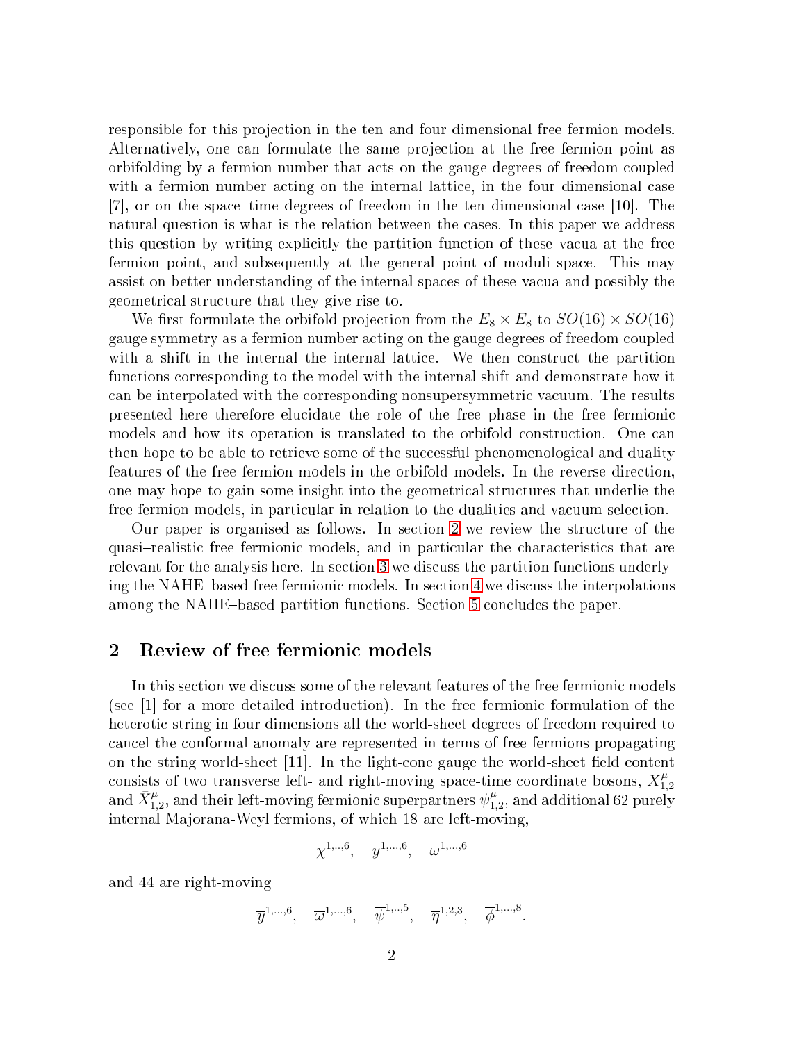responsible for this projection in the ten and four dimensional free fermion models. Alternatively, one can formulate the same projection at the free fermion point as orbifolding by a fermion number that acts on the gauge degrees of freedom coupled with a fermion number acting on the internal lattice, in the four dimensional case [7], or on the space–time degrees of freedom in the ten dimensional case [10]. The natural question is what is the relation between the cases. In this paper we address this question by writing explicitly the partition function of these vacua at the free fermion point, and subsequently at the general point of moduli space. This may assist on better understanding of the internal spaces of these vacua and possibly the geometrical structure that they give rise to.

We first formulate the orbifold projection from the $E_8 \times E_8$ to $SO(16) \times SO(16)$ gauge symmetry as a fermion number acting on the gauge degrees of freedom coupled with a shift in the internal the internal lattice. We then construct the partition functions corresponding to the model with the internal shift and demonstrate how it can be interpolated with the corresponding nonsupersymmetric vacuum. The results presented here therefore elucidate the role of the free phase in the free fermionic models and how its operation is translated to the orbifold construction. One can then hope to be able to retrieve some of the successful phenomenological and duality features of the free fermion models in the orbifold models. In the reverse direction, one may hope to gain some insight into the geometrical structures that underlie the free fermion models, in particular in relation to the dualities and vacuum selection.

Our paper is organised as follows. In section 2 we review the structure of the quasi–realistic free fermionic models, and in particular the characteristics that are relevant for the analysis here. In section 3 we discuss the partition functions underlying the NAHE–based free fermionic models. In section 4 we discuss the interpolations among the NAHE–based partition functions. Section 5 concludes the paper.

## 2 Review of free fermionic models

In this section we discuss some of the relevant features of the free fermionic models (see [1] for a more detailed introduction). In the free fermionic formulation of the heterotic string in four dimensions all the world-sheet degrees of freedom required to cancel the conformal anomaly are represented in terms of free fermions propagating on the string world-sheet [11]. In the light-cone gauge the world-sheet field content consists of two transverse left- and right-moving space-time coordinate bosons, $X^\mu_{1,2}$ and $\bar{X}^\mu_{1,2}$, and their left-moving fermionic superpartners $\psi^\mu_{1,2}$, and additional 62 purely internal Majorana-Weyl fermions, of which 18 are left-moving,

$$\chi^{1,..,6}, \quad y^{1,...,6}, \quad \omega^{1,...,6}$$

and 44 are right-moving

$$\overline{y}^{1,...,6}, \quad \overline{\omega}^{1,...,6}, \quad \overline{\psi}^{1,..,5}, \quad \overline{\eta}^{1,2,3}, \quad \overline{\phi}^{1,...,8}.$$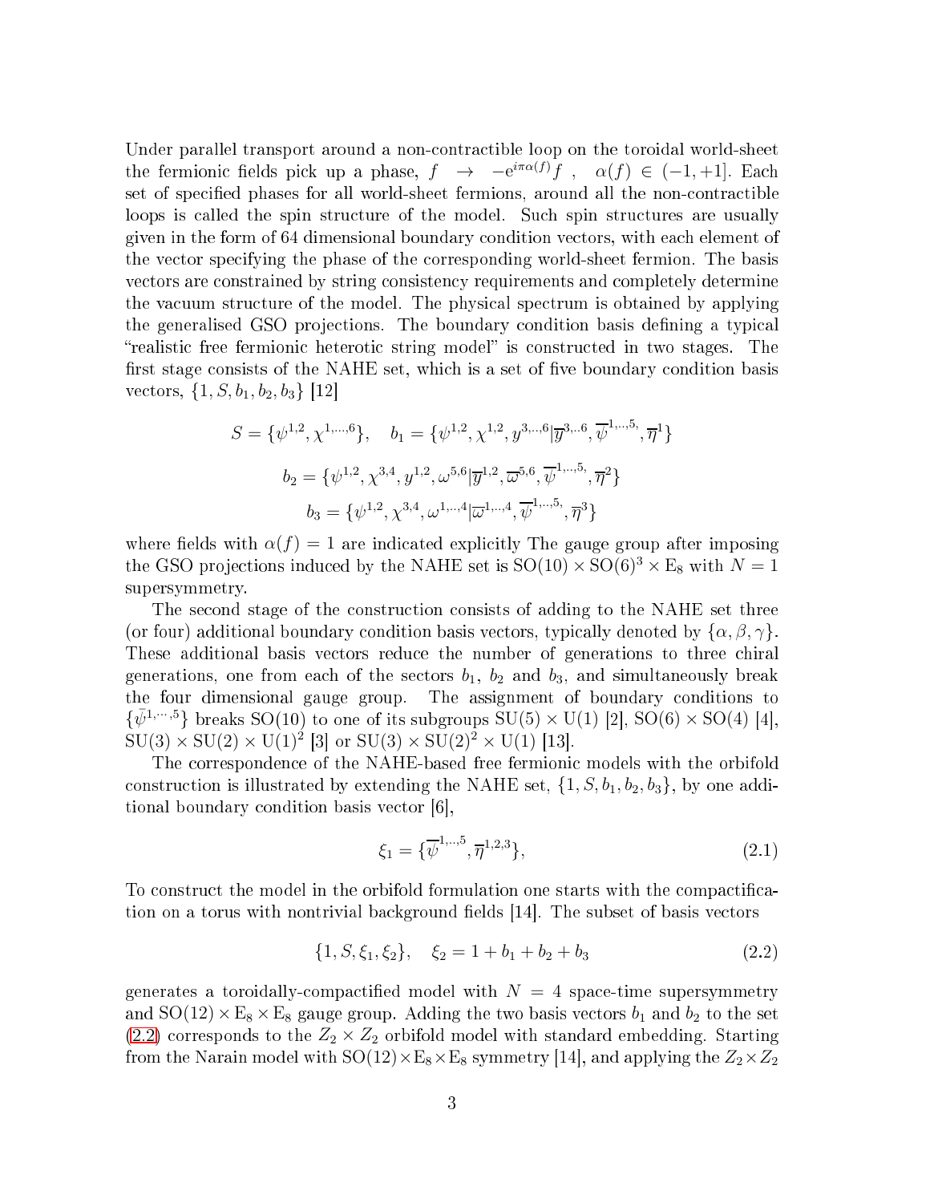Under parallel transport around a non-contractible loop on the toroidal world-sheet the fermionic fields pick up a phase, $f \rightarrow -e^{i\pi\alpha(f)}f$ , $\alpha(f) \in (-1,+1]$. Each set of specified phases for all world-sheet fermions, around all the non-contractible loops is called the spin structure of the model. Such spin structures are usually given in the form of 64 dimensional boundary condition vectors, with each element of the vector specifying the phase of the corresponding world-sheet fermion. The basis vectors are constrained by string consistency requirements and completely determine the vacuum structure of the model. The physical spectrum is obtained by applying the generalised GSO projections. The boundary condition basis defining a typical "realistic free fermionic heterotic string model" is constructed in two stages. The first stage consists of the NAHE set, which is a set of five boundary condition basis vectors, $\{1, S, b_1, b_2, b_3\}$ [12]

$$S = \{\psi^{1,2}, \chi^{1,\dots,6}\}, \quad b_1 = \{\psi^{1,2}, \chi^{1,2}, y^{3,\dots,6} | \overline{y}^{3,\dots,6}, \overline{\psi}^{1,\dots,5}, \overline{\eta}^{1}\}$$

$$b_2 = \{\psi^{1,2}, \chi^{3,4}, y^{1,2}, \omega^{5,6} | \overline{y}^{1,2}, \overline{\omega}^{5,6}, \overline{\psi}^{1,\dots,5}, \overline{\eta}^{2}\}$$

$$b_3 = \{\psi^{1,2}, \chi^{3,4}, \omega^{1,\dots,4} | \overline{\omega}^{1,\dots,4}, \overline{\psi}^{1,\dots,5}, \overline{\eta}^{3}\}$$

where fields with $\alpha(f) = 1$ are indicated explicitly The gauge group after imposing the GSO projections induced by the NAHE set is $\mathrm{SO}(10) \times \mathrm{SO}(6)^3 \times \mathrm{E}_8$ with $N = 1$ supersymmetry.

The second stage of the construction consists of adding to the NAHE set three (or four) additional boundary condition basis vectors, typically denoted by $\{\alpha, \beta, \gamma\}$. These additional basis vectors reduce the number of generations to three chiral generations, one from each of the sectors $b_1$, $b_2$ and $b_3$, and simultaneously break the four dimensional gauge group. The assignment of boundary conditions to $\{\bar{\psi}^{1,\cdots,5}\}$ breaks SO(10) to one of its subgroups $\mathrm{SU}(5) \times \mathrm{U}(1)$ [2], $\mathrm{SO}(6) \times \mathrm{SO}(4)$ [4], $\mathrm{SU}(3) \times \mathrm{SU}(2) \times \mathrm{U}(1)^2$ [3] or $\mathrm{SU}(3) \times \mathrm{SU}(2)^2 \times \mathrm{U}(1)$ [13].

The correspondence of the NAHE-based free fermionic models with the orbifold construction is illustrated by extending the NAHE set, $\{1, S, b_1, b_2, b_3\}$, by one additional boundary condition basis vector [6],

$$\xi_1 = \{\overline{\psi}^{1,\dots,5}, \overline{\eta}^{1,2,3}\}, \tag{2.1}$$

To construct the model in the orbifold formulation one starts with the compactification on a torus with nontrivial background fields [14]. The subset of basis vectors

$$\{1, S, \xi_1, \xi_2\}, \quad \xi_2 = 1 + b_1 + b_2 + b_3 \tag{2.2}$$

generates a toroidally-compactified model with $N = 4$ space-time supersymmetry and $\mathrm{SO}(12) \times \mathrm{E}_8 \times \mathrm{E}_8$ gauge group. Adding the two basis vectors $b_1$ and $b_2$ to the set (2.2) corresponds to the $Z_2 \times Z_2$ orbifold model with standard embedding. Starting from the Narain model with $\mathrm{SO}(12) \times \mathrm{E}_8 \times \mathrm{E}_8$ symmetry [14], and applying the $Z_2 \times Z_2$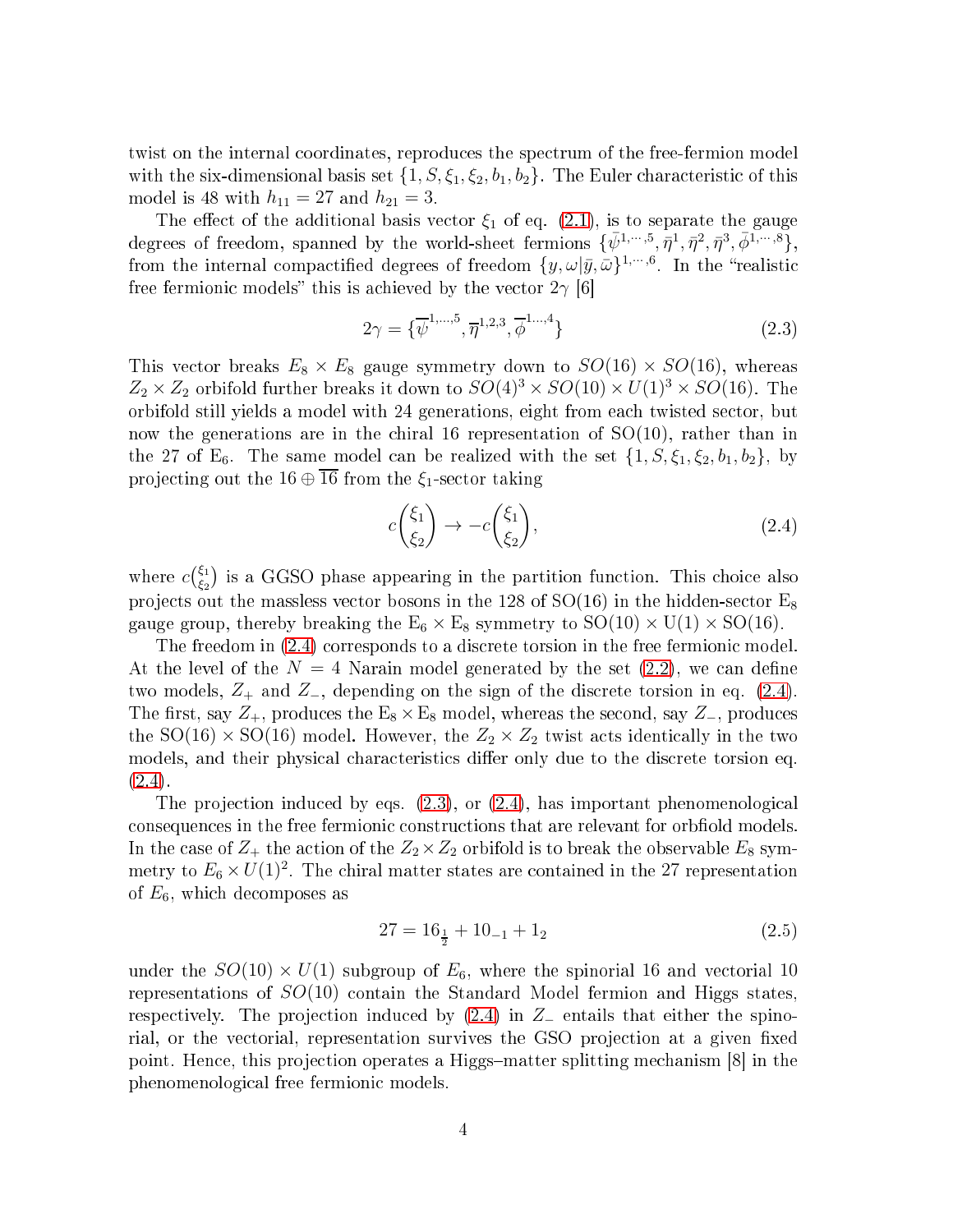twist on the internal coordinates, reproduces the spectrum of the free-fermion model with the six-dimensional basis set $\{1, S, \xi_1, \xi_2, b_1, b_2\}$. The Euler characteristic of this model is 48 with $h_{11} = 27$ and $h_{21} = 3$.

The effect of the additional basis vector $\xi_1$ of eq. (2.1), is to separate the gauge degrees of freedom, spanned by the world-sheet fermions $\{\bar\psi^{1,\cdots,5}, \bar\eta^1, \bar\eta^2, \bar\eta^3, \bar\phi^{1,\cdots,8}\}$, from the internal compactified degrees of freedom $\{y, \omega|\bar y, \bar\omega\}^{1,\cdots,6}$. In the "realistic free fermionic models" this is achieved by the vector $2\gamma$ [6]

$$2\gamma = \{\overline{\psi}^{1,\ldots,5}, \overline{\eta}^{1,2,3}, \overline{\phi}^{1\ldots,4}\} \tag{2.3}$$

This vector breaks $E_8 \times E_8$ gauge symmetry down to $SO(16) \times SO(16)$, whereas $Z_2 \times Z_2$ orbifold further breaks it down to $SO(4)^3 \times SO(10) \times U(1)^3 \times SO(16)$. The orbifold still yields a model with 24 generations, eight from each twisted sector, but now the generations are in the chiral 16 representation of SO(10), rather than in the 27 of $E_6$. The same model can be realized with the set $\{1, S, \xi_1, \xi_2, b_1, b_2\}$, by projecting out the $16 \oplus \overline{16}$ from the $\xi_1$-sector taking

$$c\binom{\xi_1}{\xi_2} \to -c\binom{\xi_1}{\xi_2}, \tag{2.4}$$

where $c\binom{\xi_1}{\xi_2}$ is a GGSO phase appearing in the partition function. This choice also projects out the massless vector bosons in the 128 of SO(16) in the hidden-sector $E_8$ gauge group, thereby breaking the $E_6 \times E_8$ symmetry to $SO(10) \times U(1) \times SO(16)$.

The freedom in (2.4) corresponds to a discrete torsion in the free fermionic model. At the level of the $N = 4$ Narain model generated by the set (2.2), we can define two models, $Z_+$ and $Z_-$, depending on the sign of the discrete torsion in eq. (2.4). The first, say $Z_+$, produces the $E_8 \times E_8$ model, whereas the second, say $Z_-$, produces the $SO(16) \times SO(16)$ model. However, the $Z_2 \times Z_2$ twist acts identically in the two models, and their physical characteristics differ only due to the discrete torsion eq. (2.4).

The projection induced by eqs. (2.3), or (2.4), has important phenomenological consequences in the free fermionic constructions that are relevant for orbfiold models. In the case of $Z_+$ the action of the $Z_2 \times Z_2$ orbifold is to break the observable $E_8$ symmetry to $E_6 \times U(1)^2$. The chiral matter states are contained in the 27 representation of $E_6$, which decomposes as

$$27 = 16_{\frac{1}{2}} + 10_{-1} + 1_2 \tag{2.5}$$

under the $SO(10) \times U(1)$ subgroup of $E_6$, where the spinorial 16 and vectorial 10 representations of $SO(10)$ contain the Standard Model fermion and Higgs states, respectively. The projection induced by (2.4) in $Z_-$ entails that either the spinorial, or the vectorial, representation survives the GSO projection at a given fixed point. Hence, this projection operates a Higgs–matter splitting mechanism [8] in the phenomenological free fermionic models.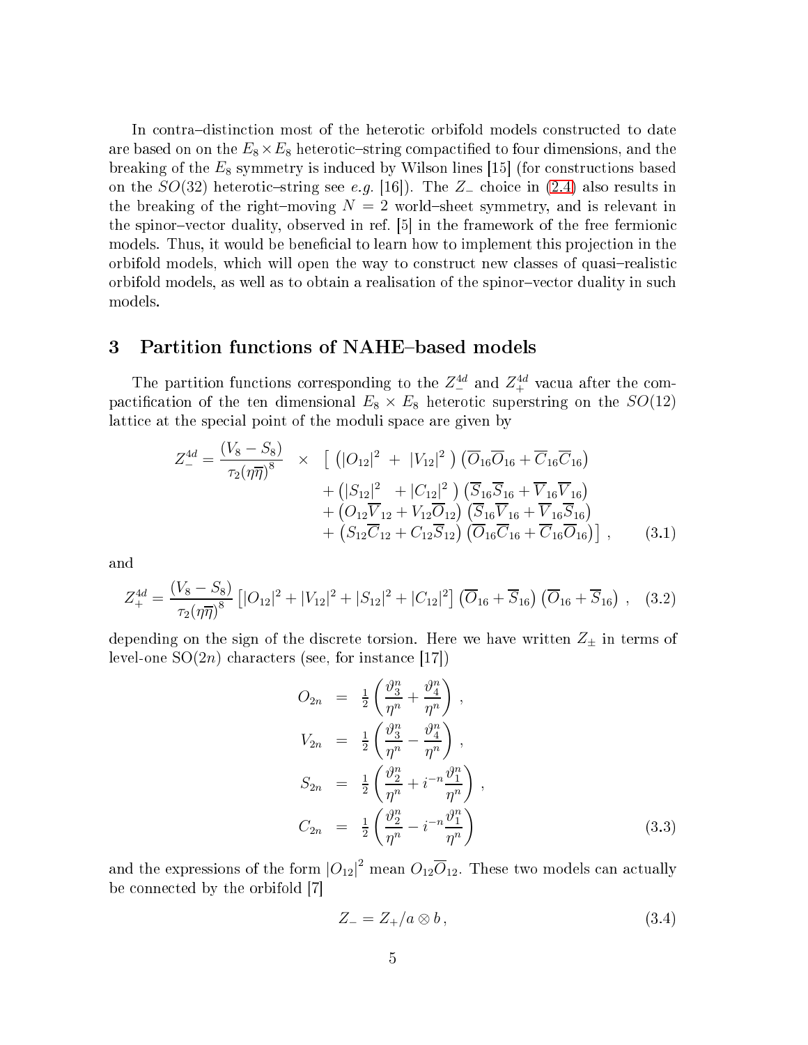In contra–distinction most of the heterotic orbifold models constructed to date are based on on the $E_8 \times E_8$ heterotic–string compactified to four dimensions, and the breaking of the $E_8$ symmetry is induced by Wilson lines [15] (for constructions based on the $SO(32)$ heterotic–string see *e.g.* [16]). The $Z_-$ choice in (2.4) also results in the breaking of the right–moving $N=2$ world–sheet symmetry, and is relevant in the spinor–vector duality, observed in ref. [5] in the framework of the free fermionic models. Thus, it would be beneficial to learn how to implement this projection in the orbifold models, which will open the way to construct new classes of quasi–realistic orbifold models, as well as to obtain a realisation of the spinor–vector duality in such models.

## 3 Partition functions of NAHE–based models

The partition functions corresponding to the $Z_-^{4d}$ and $Z_+^{4d}$ vacua after the compactification of the ten dimensional $E_8 \times E_8$ heterotic superstring on the $SO(12)$ lattice at the special point of the moduli space are given by

$$
\begin{aligned}
Z_-^{4d} = \frac{(V_8 - S_8)}{\tau_2 (\eta\overline{\eta})^8} \quad \times \quad & \Big[ \left( |O_{12}|^2 \; + \; |V_{12}|^2 \right) \left( \overline{O}_{16}\overline{O}_{16} + \overline{C}_{16}\overline{C}_{16} \right) \\
& + \left( |S_{12}|^2 \; + |C_{12}|^2 \right) \left( \overline{S}_{16}\overline{S}_{16} + \overline{V}_{16}\overline{V}_{16} \right) \\
& + \left( O_{12}\overline{V}_{12} + V_{12}\overline{O}_{12} \right) \left( \overline{S}_{16}\overline{V}_{16} + \overline{V}_{16}\overline{S}_{16} \right) \\
& + \left( S_{12}\overline{C}_{12} + C_{12}\overline{S}_{12} \right) \left( \overline{O}_{16}\overline{C}_{16} + \overline{C}_{16}\overline{O}_{16} \right) \Big] \; , \qquad (3.1)
\end{aligned}
$$

and

$$
Z_+^{4d} = \frac{(V_8 - S_8)}{\tau_2 (\eta\overline{\eta})^8} \left[ |O_{12}|^2 + |V_{12}|^2 + |S_{12}|^2 + |C_{12}|^2 \right] \left( \overline{O}_{16} + \overline{S}_{16} \right) \left( \overline{O}_{16} + \overline{S}_{16} \right) \; , \quad (3.2)
$$

depending on the sign of the discrete torsion. Here we have written $Z_\pm$ in terms of level-one SO($2n$) characters (see, for instance [17])

$$
\begin{aligned}
O_{2n} &= \tfrac{1}{2} \left( \frac{\vartheta_3^n}{\eta^n} + \frac{\vartheta_4^n}{\eta^n} \right) \; , \\
V_{2n} &= \tfrac{1}{2} \left( \frac{\vartheta_3^n}{\eta^n} - \frac{\vartheta_4^n}{\eta^n} \right) \; , \\
S_{2n} &= \tfrac{1}{2} \left( \frac{\vartheta_2^n}{\eta^n} + i^{-n} \frac{\vartheta_1^n}{\eta^n} \right) \; , \\
C_{2n} &= \tfrac{1}{2} \left( \frac{\vartheta_2^n}{\eta^n} - i^{-n} \frac{\vartheta_1^n}{\eta^n} \right) \qquad (3.3)
\end{aligned}
$$

and the expressions of the form $|O_{12}|^2$ mean $O_{12}\overline{O}_{12}$. These two models can actually be connected by the orbifold [7]

$$
Z_- = Z_+ / a \otimes b \, , \qquad (3.4)
$$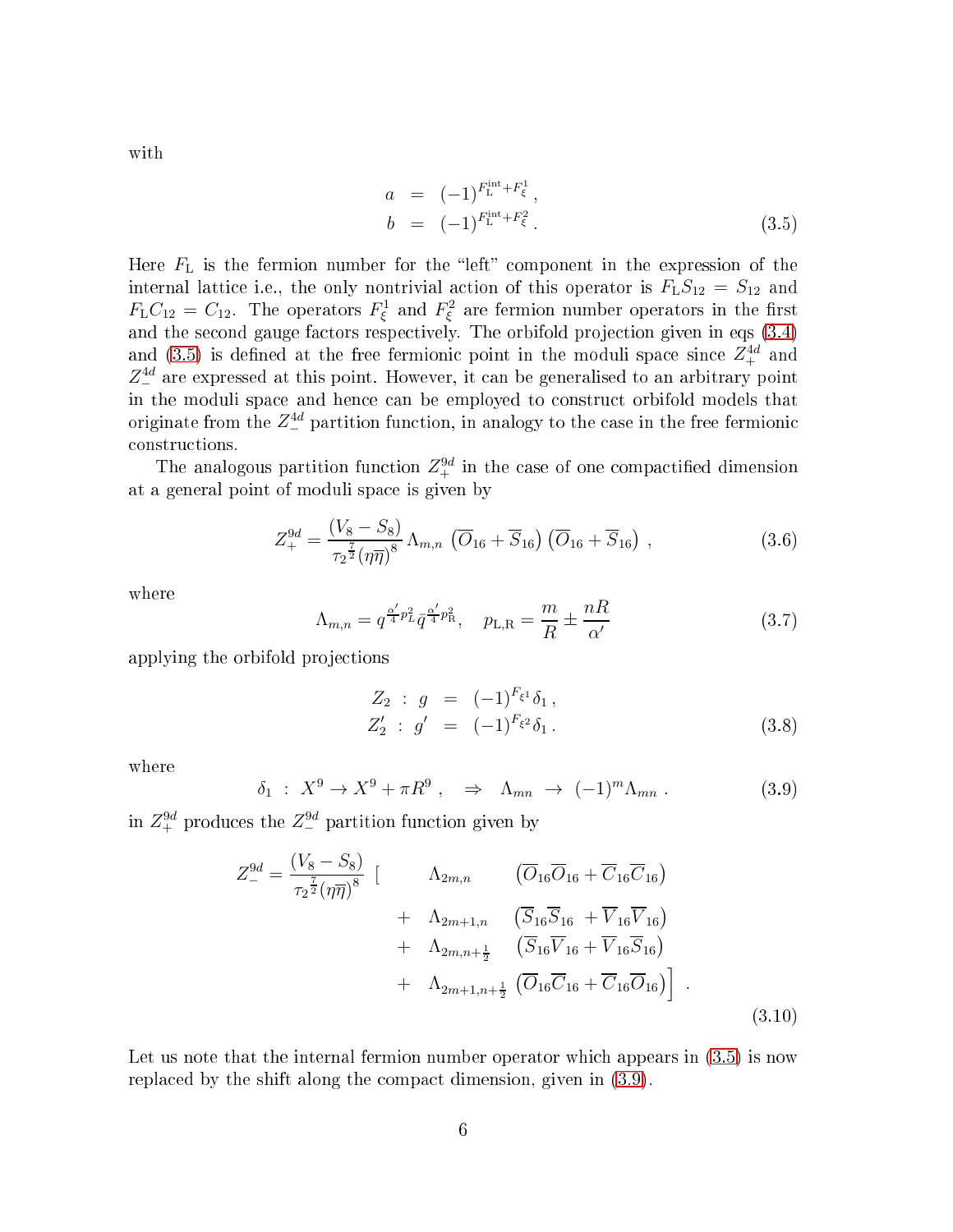with

$$
\begin{aligned}
a &= (-1)^{F_{\rm L}^{\rm int}+F_\xi^1}\,, \\
b &= (-1)^{F_{\rm L}^{\rm int}+F_\xi^2}\,.
\end{aligned}
\tag{3.5}
$$

Here $F_{\rm L}$ is the fermion number for the "left" component in the expression of the internal lattice i.e., the only nontrivial action of this operator is $F_{\rm L}S_{12} = S_{12}$ and $F_{\rm L}C_{12} = C_{12}$. The operators $F_\xi^1$ and $F_\xi^2$ are fermion number operators in the first and the second gauge factors respectively. The orbifold projection given in eqs (3.4) and (3.5) is defined at the free fermionic point in the moduli space since $Z_+^{4d}$ and $Z_-^{4d}$ are expressed at this point. However, it can be generalised to an arbitrary point in the moduli space and hence can be employed to construct orbifold models that originate from the $Z_-^{4d}$ partition function, in analogy to the case in the free fermionic constructions.

The analogous partition function $Z_+^{9d}$ in the case of one compactified dimension at a general point of moduli space is given by

$$
Z_+^{9d} = \frac{(V_8 - S_8)}{\tau_2^{\frac{7}{2}}(\eta\overline{\eta})^8}\,\Lambda_{m,n}\,\left(\overline{O}_{16}+\overline{S}_{16}\right)\left(\overline{O}_{16}+\overline{S}_{16}\right)\,,
\tag{3.6}
$$

where

$$
\Lambda_{m,n} = q^{\frac{\alpha'}{4}p_{\rm L}^2}\bar{q}^{\frac{\alpha'}{4}p_{\rm R}^2}, \quad p_{\rm L,R} = \frac{m}{R} \pm \frac{nR}{\alpha'}
\tag{3.7}
$$

applying the orbifold projections

$$
\begin{aligned}
Z_2 \ :\ g &= (-1)^{F_{\xi^1}}\delta_1\,, \\
Z_2' \ :\ g' &= (-1)^{F_{\xi^2}}\delta_1\,.
\end{aligned}
\tag{3.8}
$$

where

$$
\delta_1 \ :\ X^9 \to X^9 + \pi R^9\,, \quad \Rightarrow \quad \Lambda_{mn} \ \to \ (-1)^m \Lambda_{mn}\,.
\tag{3.9}
$$

in $Z_+^{9d}$ produces the $Z_-^{9d}$ partition function given by

$$
\begin{aligned}
Z_-^{9d} = \frac{(V_8 - S_8)}{\tau_2^{\frac{7}{2}}(\eta\overline{\eta})^8}\ \Big[ \quad & \Lambda_{2m,n} \quad \left(\overline{O}_{16}\overline{O}_{16}+\overline{C}_{16}\overline{C}_{16}\right) \\
+ \quad & \Lambda_{2m+1,n} \quad \left(\overline{S}_{16}\overline{S}_{16}+\overline{V}_{16}\overline{V}_{16}\right) \\
+ \quad & \Lambda_{2m,n+\frac{1}{2}} \quad \left(\overline{S}_{16}\overline{V}_{16}+\overline{V}_{16}\overline{S}_{16}\right) \\
+ \quad & \Lambda_{2m+1,n+\frac{1}{2}} \left(\overline{O}_{16}\overline{C}_{16}+\overline{C}_{16}\overline{O}_{16}\right)\Big]\ .
\end{aligned}
\tag{3.10}
$$

Let us note that the internal fermion number operator which appears in (3.5) is now replaced by the shift along the compact dimension, given in (3.9).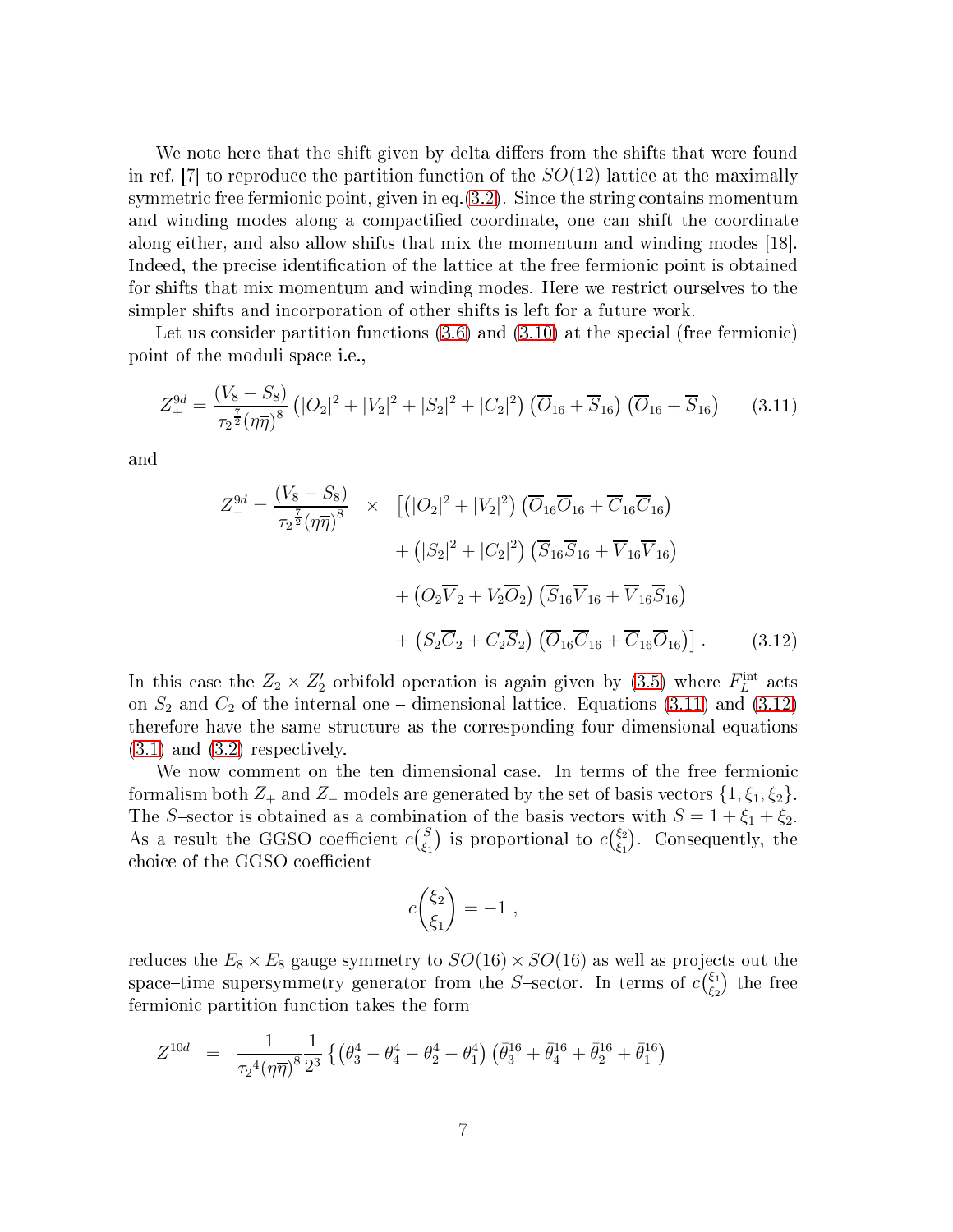We note here that the shift given by delta differs from the shifts that were found in ref. [7] to reproduce the partition function of the $SO(12)$ lattice at the maximally symmetric free fermionic point, given in eq.(3.2). Since the string contains momentum and winding modes along a compactified coordinate, one can shift the coordinate along either, and also allow shifts that mix the momentum and winding modes [18]. Indeed, the precise identification of the lattice at the free fermionic point is obtained for shifts that mix momentum and winding modes. Here we restrict ourselves to the simpler shifts and incorporation of other shifts is left for a future work.

Let us consider partition functions (3.6) and (3.10) at the special (free fermionic) point of the moduli space i.e.,

$$Z_+^{9d} = \frac{(V_8 - S_8)}{{\tau_2}^{\frac{7}{2}}(\eta\overline{\eta})^8}\left(|O_2|^2 + |V_2|^2 + |S_2|^2 + |C_2|^2\right)\left(\overline{O}_{16} + \overline{S}_{16}\right)\left(\overline{O}_{16} + \overline{S}_{16}\right) \qquad (3.11)$$

and

$$\begin{aligned} Z_-^{9d} = \frac{(V_8 - S_8)}{{\tau_2}^{\frac{7}{2}}(\eta\overline{\eta})^8} \quad \times \quad & \Big[\left(|O_2|^2 + |V_2|^2\right)\left(\overline{O}_{16}\overline{O}_{16} + \overline{C}_{16}\overline{C}_{16}\right) \\ & + \left(|S_2|^2 + |C_2|^2\right)\left(\overline{S}_{16}\overline{S}_{16} + \overline{V}_{16}\overline{V}_{16}\right) \\ & + \left(O_2\overline{V}_2 + V_2\overline{O}_2\right)\left(\overline{S}_{16}\overline{V}_{16} + \overline{V}_{16}\overline{S}_{16}\right) \\ & + \left(S_2\overline{C}_2 + C_2\overline{S}_2\right)\left(\overline{O}_{16}\overline{C}_{16} + \overline{C}_{16}\overline{O}_{16}\right)\Big] \, . \end{aligned} \qquad (3.12)$$

In this case the $Z_2 \times Z_2'$ orbifold operation is again given by (3.5) where $F_L^{\rm int}$ acts on $S_2$ and $C_2$ of the internal one – dimensional lattice. Equations (3.11) and (3.12) therefore have the same structure as the corresponding four dimensional equations (3.1) and (3.2) respectively.

We now comment on the ten dimensional case. In terms of the free fermionic formalism both $Z_+$ and $Z_-$ models are generated by the set of basis vectors $\{1, \xi_1, \xi_2\}$. The $S$–sector is obtained as a combination of the basis vectors with $S = 1 + \xi_1 + \xi_2$. As a result the GGSO coefficient $c\binom{S}{\xi_1}$ is proportional to $c\binom{\xi_2}{\xi_1}$. Consequently, the choice of the GGSO coefficient

$$c\binom{\xi_2}{\xi_1} = -1 \ ,$$

reduces the $E_8 \times E_8$ gauge symmetry to $SO(16) \times SO(16)$ as well as projects out the space–time supersymmetry generator from the $S$–sector. In terms of $c\binom{\xi_1}{\xi_2}$ the free fermionic partition function takes the form

$$Z^{10d} \;\; = \;\; \frac{1}{{\tau_2}^4(\eta\overline{\eta})^8}\frac{1}{2^3}\left\{\left(\theta_3^4 - \theta_4^4 - \theta_2^4 - \theta_1^4\right)\left(\bar{\theta}_3^{16} + \bar{\theta}_4^{16} + \bar{\theta}_2^{16} + \bar{\theta}_1^{16}\right)\right.$$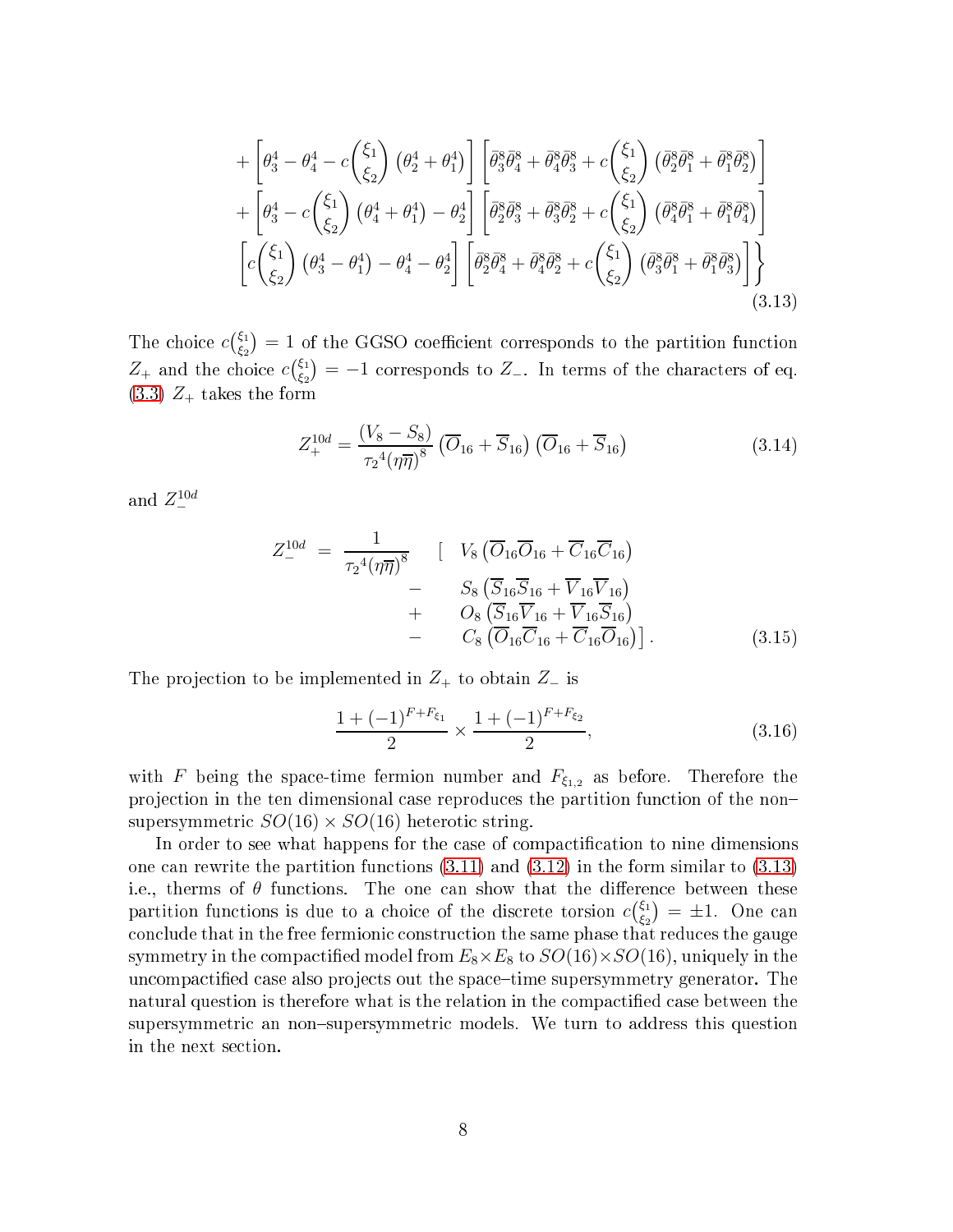$$
\begin{aligned}
&+\left[\theta_3^4-\theta_4^4-c\binom{\xi_1}{\xi_2}\left(\theta_2^4+\theta_1^4\right)\right]\left[\bar\theta_3^8\bar\theta_4^8+\bar\theta_4^8\bar\theta_3^8+c\binom{\xi_1}{\xi_2}\left(\bar\theta_2^8\bar\theta_1^8+\bar\theta_1^8\bar\theta_2^8\right)\right]\\
&+\left[\theta_3^4-c\binom{\xi_1}{\xi_2}\left(\theta_4^4+\theta_1^4\right)-\theta_2^4\right]\left[\bar\theta_2^8\bar\theta_3^8+\bar\theta_3^8\bar\theta_2^8+c\binom{\xi_1}{\xi_2}\left(\bar\theta_4^8\bar\theta_1^8+\bar\theta_1^8\bar\theta_4^8\right)\right]\\
&\left[c\binom{\xi_1}{\xi_2}\left(\theta_3^4-\theta_1^4\right)-\theta_4^4-\theta_2^4\right]\left[\bar\theta_2^8\bar\theta_4^8+\bar\theta_4^8\bar\theta_2^8+c\binom{\xi_1}{\xi_2}\left(\bar\theta_3^8\bar\theta_1^8+\bar\theta_1^8\bar\theta_3^8\right)\right]\Bigg\}
\end{aligned}
\tag{3.13}
$$

The choice $c\binom{\xi_1}{\xi_2}=1$ of the GGSO coefficient corresponds to the partition function $Z_+$ and the choice $c\binom{\xi_1}{\xi_2}=-1$ corresponds to $Z_-$. In terms of the characters of eq. (3.3) $Z_+$ takes the form

$$
Z_+^{10d}=\frac{(V_8-S_8)}{{\tau_2}^4(\eta\overline{\eta})^8}\left(\overline{O}_{16}+\overline{S}_{16}\right)\left(\overline{O}_{16}+\overline{S}_{16}\right) \tag{3.14}
$$

and $Z_-^{10d}$

$$
\begin{aligned}
Z_-^{10d} \;=\; \frac{1}{{\tau_2}^4(\eta\overline{\eta})^8}\quad & \left[\;\; V_8\left(\overline{O}_{16}\overline{O}_{16}+\overline{C}_{16}\overline{C}_{16}\right)\right.\\
& -\quad S_8\left(\overline{S}_{16}\overline{S}_{16}+\overline{V}_{16}\overline{V}_{16}\right)\\
& +\quad O_8\left(\overline{S}_{16}\overline{V}_{16}+\overline{V}_{16}\overline{S}_{16}\right)\\
& -\quad \left. C_8\left(\overline{O}_{16}\overline{C}_{16}+\overline{C}_{16}\overline{O}_{16}\right)\right].
\end{aligned}
\tag{3.15}
$$

The projection to be implemented in $Z_+$ to obtain $Z_-$ is

$$
\frac{1+(-1)^{F+F_{\xi_1}}}{2}\times\frac{1+(-1)^{F+F_{\xi_2}}}{2}, \tag{3.16}
$$

with $F$ being the space-time fermion number and $F_{\xi_{1,2}}$ as before. Therefore the projection in the ten dimensional case reproduces the partition function of the non–supersymmetric $SO(16)\times SO(16)$ heterotic string.

In order to see what happens for the case of compactification to nine dimensions one can rewrite the partition functions (3.11) and (3.12) in the form similar to (3.13) i.e., therms of $\theta$ functions. The one can show that the difference between these partition functions is due to a choice of the discrete torsion $c\binom{\xi_1}{\xi_2}=\pm 1$. One can conclude that in the free fermionic construction the same phase that reduces the gauge symmetry in the compactified model from $E_8\times E_8$ to $SO(16)\times SO(16)$, uniquely in the uncompactified case also projects out the space–time supersymmetry generator. The natural question is therefore what is the relation in the compactified case between the supersymmetric an non–supersymmetric models. We turn to address this question in the next section.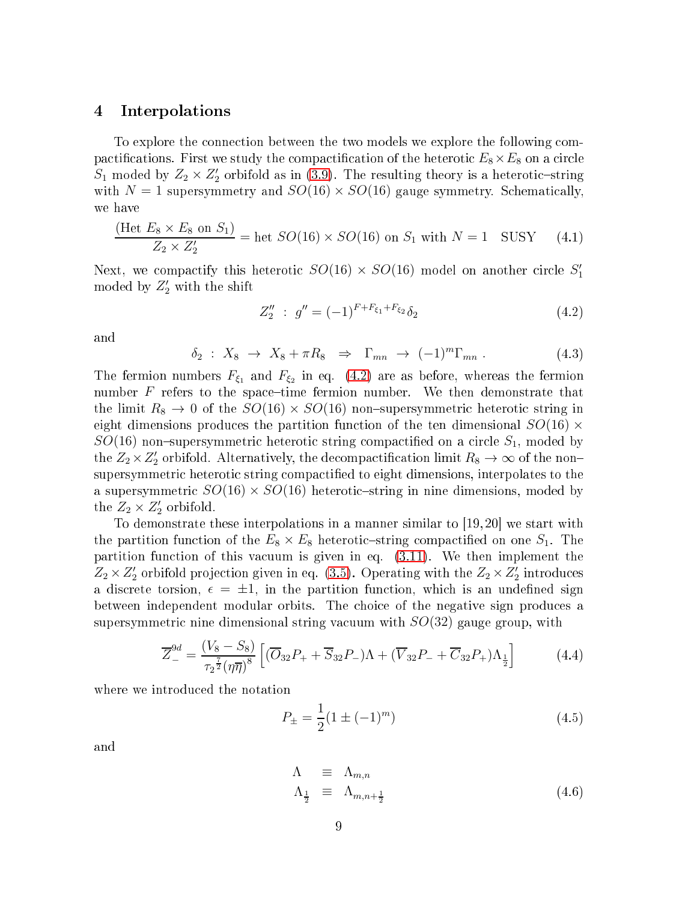## 4 Interpolations

To explore the connection between the two models we explore the following compactifications. First we study the compactification of the heterotic $E_8 \times E_8$ on a circle $S_1$ moded by $Z_2 \times Z_2'$ orbifold as in (3.9). The resulting theory is a heterotic–string with $N = 1$ supersymmetry and $SO(16) \times SO(16)$ gauge symmetry. Schematically, we have

$$\frac{(\text{Het } E_8 \times E_8 \text{ on } S_1)}{Z_2 \times Z_2'} = \text{het } SO(16) \times SO(16) \text{ on } S_1 \text{ with } N = 1 \quad \text{SUSY} \tag{4.1}$$

Next, we compactify this heterotic $SO(16) \times SO(16)$ model on another circle $S_1'$ moded by $Z_2'$ with the shift

$$Z_2'' \;:\; g'' = (-1)^{F + F_{\xi_1} + F_{\xi_2}} \delta_2 \tag{4.2}$$

and

$$\delta_2 \;:\; X_8 \;\rightarrow\; X_8 + \pi R_8 \;\;\Rightarrow\;\; \Gamma_{mn} \;\rightarrow\; (-1)^m \Gamma_{mn} \;. \tag{4.3}$$

The fermion numbers $F_{\xi_1}$ and $F_{\xi_2}$ in eq. (4.2) are as before, whereas the fermion number $F$ refers to the space–time fermion number. We then demonstrate that the limit $R_8 \to 0$ of the $SO(16) \times SO(16)$ non–supersymmetric heterotic string in eight dimensions produces the partition function of the ten dimensional $SO(16) \times SO(16)$ non–supersymmetric heterotic string compactified on a circle $S_1$, moded by the $Z_2 \times Z_2'$ orbifold. Alternatively, the decompactification limit $R_8 \to \infty$ of the non–supersymmetric heterotic string compactified to eight dimensions, interpolates to the a supersymmetric $SO(16) \times SO(16)$ heterotic–string in nine dimensions, moded by the $Z_2 \times Z_2'$ orbifold.

To demonstrate these interpolations in a manner similar to [19, 20] we start with the partition function of the $E_8 \times E_8$ heterotic–string compactified on one $S_1$. The partition function of this vacuum is given in eq. (3.11). We then implement the $Z_2 \times Z_2'$ orbifold projection given in eq. (3.5). Operating with the $Z_2 \times Z_2'$ introduces a discrete torsion, $\epsilon = \pm 1$, in the partition function, which is an undefined sign between independent modular orbits. The choice of the negative sign produces a supersymmetric nine dimensional string vacuum with $SO(32)$ gauge group, with

$$\overline{Z}^{9d}_{-} = \frac{(V_8 - S_8)}{\tau_2^{\frac{7}{2}} (\eta \overline{\eta})^8} \left[ (\overline{O}_{32} P_+ + \overline{S}_{32} P_-) \Lambda + (\overline{V}_{32} P_- + \overline{C}_{32} P_+) \Lambda_{\frac{1}{2}} \right] \tag{4.4}$$

where we introduced the notation

$$P_{\pm} = \frac{1}{2}(1 \pm (-1)^m) \tag{4.5}$$

and

$$\begin{aligned} \Lambda \;&\equiv\; \Lambda_{m,n} \\ \Lambda_{\frac{1}{2}} \;&\equiv\; \Lambda_{m,n+\frac{1}{2}} \end{aligned} \tag{4.6}$$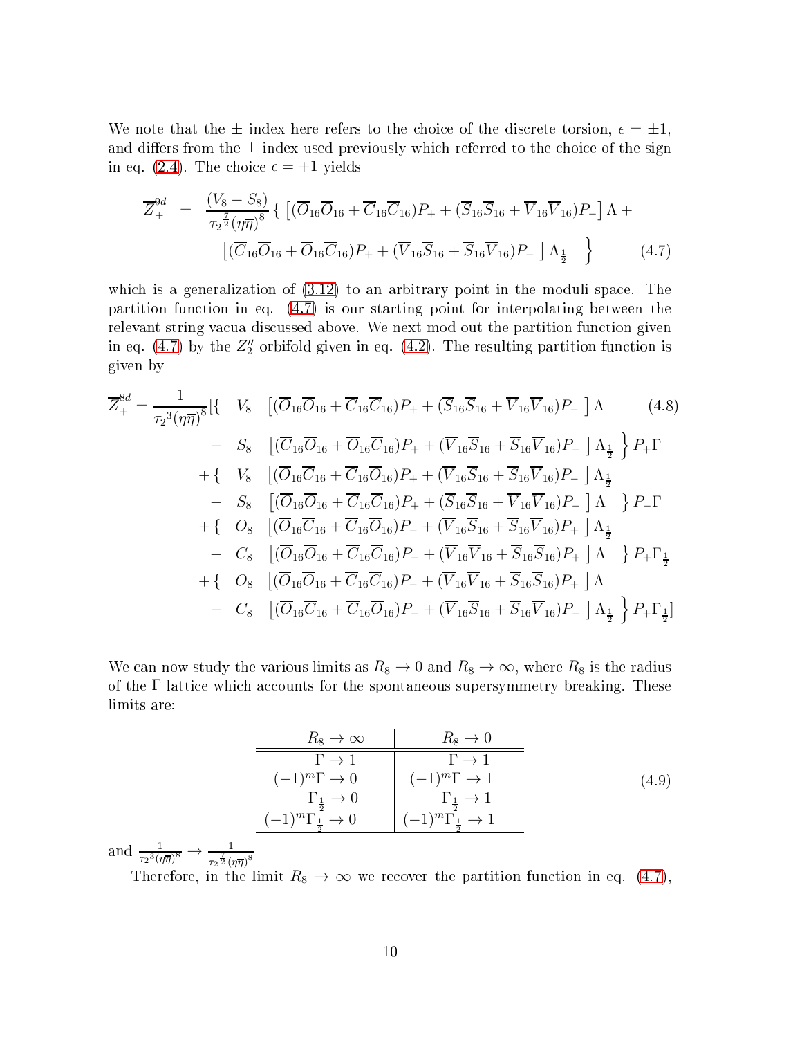We note that the $\pm$ index here refers to the choice of the discrete torsion, $\epsilon = \pm 1$, and differs from the $\pm$ index used previously which referred to the choice of the sign in eq. (2.4). The choice $\epsilon = +1$ yields

$$
\begin{aligned}
\overline{Z}_{+}^{9d} \;=\; \frac{(V_8 - S_8)}{\tau_2^{\frac{7}{2}}(\eta\overline{\eta})^8} \Big\{ & \left[ (\overline{O}_{16}\overline{O}_{16} + \overline{C}_{16}\overline{C}_{16})P_+ + (\overline{S}_{16}\overline{S}_{16} + \overline{V}_{16}\overline{V}_{16})P_- \right] \Lambda \; + \\
& \left[ (\overline{C}_{16}\overline{O}_{16} + \overline{O}_{16}\overline{C}_{16})P_+ + (\overline{V}_{16}\overline{S}_{16} + \overline{S}_{16}\overline{V}_{16})P_- \right] \Lambda_{\frac{1}{2}} \quad \Big\}
\end{aligned}
\tag{4.7}
$$

which is a generalization of (3.12) to an arbitrary point in the moduli space. The partition function in eq. (4.7) is our starting point for interpolating between the relevant string vacua discussed above. We next mod out the partition function given in eq. (4.7) by the $Z_2''$ orbifold given in eq. (4.2). The resulting partition function is given by

$$
\begin{aligned}
\overline{Z}_{+}^{8d} = \frac{1}{\tau_2^{3}(\eta\overline{\eta})^8} \Big[ \Big\{ \;& V_8 \; \left[ (\overline{O}_{16}\overline{O}_{16} + \overline{C}_{16}\overline{C}_{16})P_+ + (\overline{S}_{16}\overline{S}_{16} + \overline{V}_{16}\overline{V}_{16})P_- \right] \Lambda \\
- \;& S_8 \; \left[ (\overline{C}_{16}\overline{O}_{16} + \overline{O}_{16}\overline{C}_{16})P_+ + (\overline{V}_{16}\overline{S}_{16} + \overline{S}_{16}\overline{V}_{16})P_- \right] \Lambda_{\frac{1}{2}} \Big\} P_+ \Gamma \\
+ \Big\{ \;& V_8 \; \left[ (\overline{O}_{16}\overline{C}_{16} + \overline{C}_{16}\overline{O}_{16})P_+ + (\overline{V}_{16}\overline{S}_{16} + \overline{S}_{16}\overline{V}_{16})P_- \right] \Lambda_{\frac{1}{2}} \\
- \;& S_8 \; \left[ (\overline{O}_{16}\overline{O}_{16} + \overline{C}_{16}\overline{C}_{16})P_+ + (\overline{S}_{16}\overline{S}_{16} + \overline{V}_{16}\overline{V}_{16})P_- \right] \Lambda \;\; \Big\} P_- \Gamma \\
+ \Big\{ \;& O_8 \; \left[ (\overline{O}_{16}\overline{C}_{16} + \overline{C}_{16}\overline{O}_{16})P_- + (\overline{V}_{16}\overline{S}_{16} + \overline{S}_{16}\overline{V}_{16})P_+ \right] \Lambda_{\frac{1}{2}} \\
- \;& C_8 \; \left[ (\overline{O}_{16}\overline{O}_{16} + \overline{C}_{16}\overline{C}_{16})P_- + (\overline{V}_{16}\overline{V}_{16} + \overline{S}_{16}\overline{S}_{16})P_+ \right] \Lambda \;\; \Big\} P_+ \Gamma_{\frac{1}{2}} \\
+ \Big\{ \;& O_8 \; \left[ (\overline{O}_{16}\overline{O}_{16} + \overline{C}_{16}\overline{C}_{16})P_- + (\overline{V}_{16}\overline{V}_{16} + \overline{S}_{16}\overline{S}_{16})P_+ \right] \Lambda \\
- \;& C_8 \; \left[ (\overline{O}_{16}\overline{C}_{16} + \overline{C}_{16}\overline{O}_{16})P_- + (\overline{V}_{16}\overline{S}_{16} + \overline{S}_{16}\overline{V}_{16})P_- \right] \Lambda_{\frac{1}{2}} \Big\} P_+ \Gamma_{\frac{1}{2}} \Big]
\end{aligned}
\tag{4.8}
$$

We can now study the various limits as $R_8 \to 0$ and $R_8 \to \infty$, where $R_8$ is the radius of the $\Gamma$ lattice which accounts for the spontaneous supersymmetry breaking. These limits are:

| $R_8 \to \infty$ | $R_8 \to 0$ |
|---|---|
| $\Gamma \to 1$ | $\Gamma \to 1$ |
| $(-1)^m \Gamma \to 0$ | $(-1)^m \Gamma \to 1$ |
| $\Gamma_{\frac{1}{2}} \to 0$ | $\Gamma_{\frac{1}{2}} \to 1$ |
| $(-1)^m \Gamma_{\frac{1}{2}} \to 0$ | $(-1)^m \Gamma_{\frac{1}{2}} \to 1$ |

(4.9)

and $\frac{1}{\tau_2^{3}(\eta\overline{\eta})^8} \to \frac{1}{\tau_2^{\frac{7}{2}}(\eta\overline{\eta})^8}$

Therefore, in the limit $R_8 \to \infty$ we recover the partition function in eq. (4.7),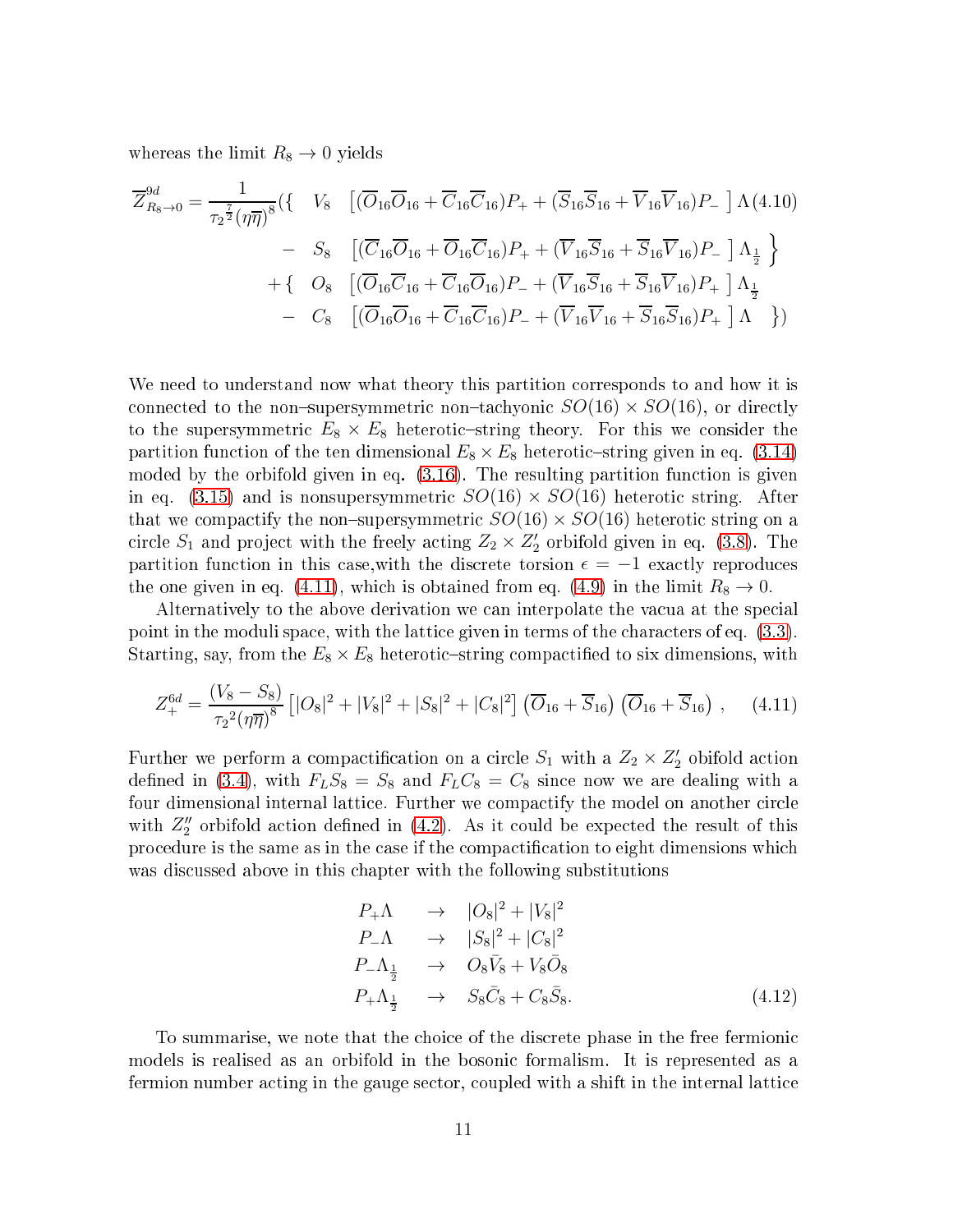whereas the limit $R_8 \to 0$ yields

$$
\begin{aligned}
\overline{Z}^{9d}_{R_8\to 0} = \frac{1}{{\tau_2}^{\frac{7}{2}}(\eta\overline{\eta})^8}(\{ \quad & V_8 \quad \left[ (\overline{O}_{16}\overline{O}_{16}+\overline{C}_{16}\overline{C}_{16})P_+ + (\overline{S}_{16}\overline{S}_{16}+\overline{V}_{16}\overline{V}_{16})P_- \ \right]\Lambda \\
- \quad & S_8 \quad \left[ (\overline{C}_{16}\overline{O}_{16}+\overline{O}_{16}\overline{C}_{16})P_+ + (\overline{V}_{16}\overline{S}_{16}+\overline{S}_{16}\overline{V}_{16})P_- \ \right]\Lambda_{\frac{1}{2}} \ \Big\} \\
+\{ \quad & O_8 \quad \left[ (\overline{O}_{16}\overline{C}_{16}+\overline{C}_{16}\overline{O}_{16})P_- + (\overline{V}_{16}\overline{S}_{16}+\overline{S}_{16}\overline{V}_{16})P_+ \ \right]\Lambda_{\frac{1}{2}} \\
- \quad & C_8 \quad \left[ (\overline{O}_{16}\overline{O}_{16}+\overline{C}_{16}\overline{C}_{16})P_- + (\overline{V}_{16}\overline{V}_{16}+\overline{S}_{16}\overline{S}_{16})P_+ \ \right]\Lambda \quad \})
\end{aligned}
\tag{4.10}
$$

We need to understand now what theory this partition corresponds to and how it is connected to the non–supersymmetric non–tachyonic $SO(16)\times SO(16)$, or directly to the supersymmetric $E_8\times E_8$ heterotic–string theory. For this we consider the partition function of the ten dimensional $E_8\times E_8$ heterotic–string given in eq. (3.14) moded by the orbifold given in eq. (3.16). The resulting partition function is given in eq. (3.15) and is nonsupersymmetric $SO(16)\times SO(16)$ heterotic string. After that we compactify the non–supersymmetric $SO(16)\times SO(16)$ heterotic string on a circle $S_1$ and project with the freely acting $Z_2\times Z_2'$ orbifold given in eq. (3.8). The partition function in this case,with the discrete torsion $\epsilon=-1$ exactly reproduces the one given in eq. (4.11), which is obtained from eq. (4.9) in the limit $R_8\to 0$.

Alternatively to the above derivation we can interpolate the vacua at the special point in the moduli space, with the lattice given in terms of the characters of eq. (3.3). Starting, say, from the $E_8\times E_8$ heterotic–string compactified to six dimensions, with

$$
Z^{6d}_{+} = \frac{(V_8-S_8)}{{\tau_2}^2(\eta\overline{\eta})^8}\left[|O_8|^2+|V_8|^2+|S_8|^2+|C_8|^2\right]\left(\overline{O}_{16}+\overline{S}_{16}\right)\left(\overline{O}_{16}+\overline{S}_{16}\right)\,, \tag{4.11}
$$

Further we perform a compactification on a circle $S_1$ with a $Z_2\times Z_2'$ obifold action defined in (3.4), with $F_LS_8=S_8$ and $F_LC_8=C_8$ since now we are dealing with a four dimensional internal lattice. Further we compactify the model on another circle with $Z_2''$ orbifold action defined in (4.2). As it could be expected the result of this procedure is the same as in the case if the compactification to eight dimensions which was discussed above in this chapter with the following substitutions

$$
\begin{aligned}
P_+\Lambda \quad & \rightarrow \quad |O_8|^2+|V_8|^2 \\
P_-\Lambda \quad & \rightarrow \quad |S_8|^2+|C_8|^2 \\
P_-\Lambda_{\frac{1}{2}} \quad & \rightarrow \quad O_8\bar{V}_8+V_8\bar{O}_8 \\
P_+\Lambda_{\frac{1}{2}} \quad & \rightarrow \quad S_8\bar{C}_8+C_8\bar{S}_8.
\end{aligned}
\tag{4.12}
$$

To summarise, we note that the choice of the discrete phase in the free fermionic models is realised as an orbifold in the bosonic formalism. It is represented as a fermion number acting in the gauge sector, coupled with a shift in the internal lattice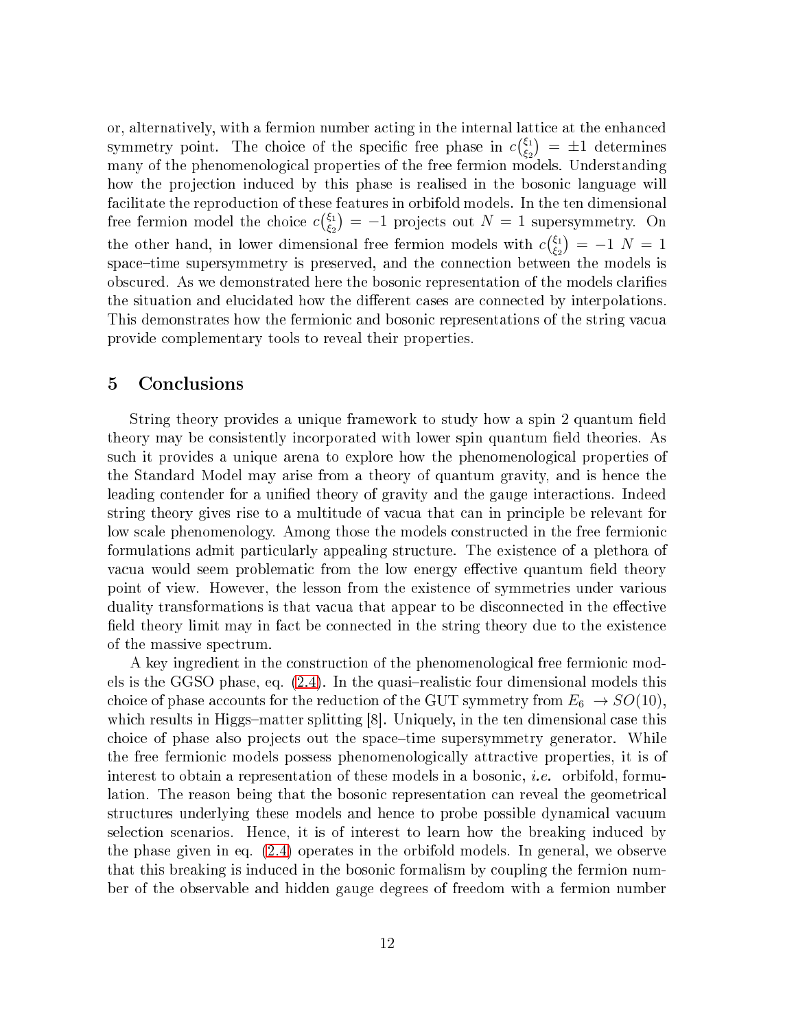or, alternatively, with a fermion number acting in the internal lattice at the enhanced symmetry point. The choice of the specific free phase in $c\binom{\xi_1}{\xi_2} = \pm 1$ determines many of the phenomenological properties of the free fermion models. Understanding how the projection induced by this phase is realised in the bosonic language will facilitate the reproduction of these features in orbifold models. In the ten dimensional free fermion model the choice $c\binom{\xi_1}{\xi_2} = -1$ projects out $N = 1$ supersymmetry. On the other hand, in lower dimensional free fermion models with $c\binom{\xi_1}{\xi_2} = -1$ $N = 1$ space–time supersymmetry is preserved, and the connection between the models is obscured. As we demonstrated here the bosonic representation of the models clarifies the situation and elucidated how the different cases are connected by interpolations. This demonstrates how the fermionic and bosonic representations of the string vacua provide complementary tools to reveal their properties.

## 5 Conclusions

String theory provides a unique framework to study how a spin 2 quantum field theory may be consistently incorporated with lower spin quantum field theories. As such it provides a unique arena to explore how the phenomenological properties of the Standard Model may arise from a theory of quantum gravity, and is hence the leading contender for a unified theory of gravity and the gauge interactions. Indeed string theory gives rise to a multitude of vacua that can in principle be relevant for low scale phenomenology. Among those the models constructed in the free fermionic formulations admit particularly appealing structure. The existence of a plethora of vacua would seem problematic from the low energy effective quantum field theory point of view. However, the lesson from the existence of symmetries under various duality transformations is that vacua that appear to be disconnected in the effective field theory limit may in fact be connected in the string theory due to the existence of the massive spectrum.

A key ingredient in the construction of the phenomenological free fermionic models is the GGSO phase, eq. (2.4). In the quasi–realistic four dimensional models this choice of phase accounts for the reduction of the GUT symmetry from $E_6 \to SO(10)$, which results in Higgs–matter splitting [8]. Uniquely, in the ten dimensional case this choice of phase also projects out the space–time supersymmetry generator. While the free fermionic models possess phenomenologically attractive properties, it is of interest to obtain a representation of these models in a bosonic, *i.e.* orbifold, formulation. The reason being that the bosonic representation can reveal the geometrical structures underlying these models and hence to probe possible dynamical vacuum selection scenarios. Hence, it is of interest to learn how the breaking induced by the phase given in eq. (2.4) operates in the orbifold models. In general, we observe that this breaking is induced in the bosonic formalism by coupling the fermion number of the observable and hidden gauge degrees of freedom with a fermion number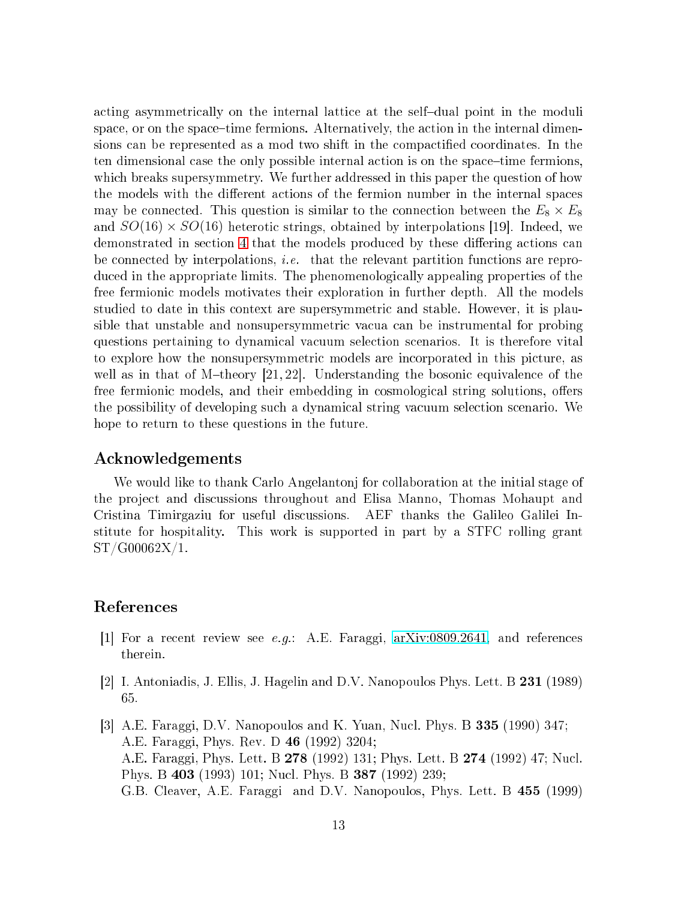acting asymmetrically on the internal lattice at the self–dual point in the moduli space, or on the space–time fermions. Alternatively, the action in the internal dimensions can be represented as a mod two shift in the compactified coordinates. In the ten dimensional case the only possible internal action is on the space–time fermions, which breaks supersymmetry. We further addressed in this paper the question of how the models with the different actions of the fermion number in the internal spaces may be connected. This question is similar to the connection between the $E_8 \times E_8$ and $SO(16) \times SO(16)$ heterotic strings, obtained by interpolations [19]. Indeed, we demonstrated in section 4 that the models produced by these differing actions can be connected by interpolations, *i.e.* that the relevant partition functions are reproduced in the appropriate limits. The phenomenologically appealing properties of the free fermionic models motivates their exploration in further depth. All the models studied to date in this context are supersymmetric and stable. However, it is plausible that unstable and nonsupersymmetric vacua can be instrumental for probing questions pertaining to dynamical vacuum selection scenarios. It is therefore vital to explore how the nonsupersymmetric models are incorporated in this picture, as well as in that of M–theory [21, 22]. Understanding the bosonic equivalence of the free fermionic models, and their embedding in cosmological string solutions, offers the possibility of developing such a dynamical string vacuum selection scenario. We hope to return to these questions in the future.

## Acknowledgements

We would like to thank Carlo Angelantonj for collaboration at the initial stage of the project and discussions throughout and Elisa Manno, Thomas Mohaupt and Cristina Timirgaziu for useful discussions. AEF thanks the Galileo Galilei Institute for hospitality. This work is supported in part by a STFC rolling grant ST/G00062X/1.

## References

[1] For a recent review see *e.g.*: A.E. Faraggi, arXiv:0809.2641, and references therein.

[2] I. Antoniadis, J. Ellis, J. Hagelin and D.V. Nanopoulos Phys. Lett. B **231** (1989) 65.

[3] A.E. Faraggi, D.V. Nanopoulos and K. Yuan, Nucl. Phys. B **335** (1990) 347;
A.E. Faraggi, Phys. Rev. D **46** (1992) 3204;
A.E. Faraggi, Phys. Lett. B **278** (1992) 131; Phys. Lett. B **274** (1992) 47; Nucl. Phys. B **403** (1993) 101; Nucl. Phys. B **387** (1992) 239;
G.B. Cleaver, A.E. Faraggi and D.V. Nanopoulos, Phys. Lett. B **455** (1999)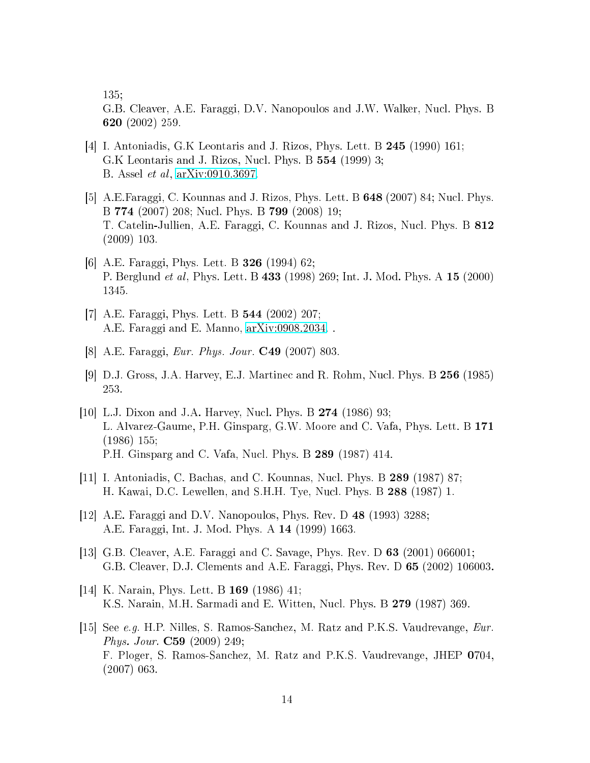135;
G.B. Cleaver, A.E. Faraggi, D.V. Nanopoulos and J.W. Walker, Nucl. Phys. B **620** (2002) 259.

[4] I. Antoniadis, G.K Leontaris and J. Rizos, Phys. Lett. B **245** (1990) 161;
G.K Leontaris and J. Rizos, Nucl. Phys. B **554** (1999) 3;
B. Assel *et al*, arXiv:0910.3697.

[5] A.E.Faraggi, C. Kounnas and J. Rizos, Phys. Lett. B **648** (2007) 84; Nucl. Phys. B **774** (2007) 208; Nucl. Phys. B **799** (2008) 19;
T. Catelin-Jullien, A.E. Faraggi, C. Kounnas and J. Rizos, Nucl. Phys. B **812** (2009) 103.

[6] A.E. Faraggi, Phys. Lett. B **326** (1994) 62;
P. Berglund *et al*, Phys. Lett. B **433** (1998) 269; Int. J. Mod. Phys. A **15** (2000) 1345.

[7] A.E. Faraggi, Phys. Lett. B **544** (2002) 207;
A.E. Faraggi and E. Manno, arXiv:0908.2034, .

[8] A.E. Faraggi, *Eur. Phys. Jour.* **C49** (2007) 803.

[9] D.J. Gross, J.A. Harvey, E.J. Martinec and R. Rohm, Nucl. Phys. B **256** (1985) 253.

[10] L.J. Dixon and J.A. Harvey, Nucl. Phys. B **274** (1986) 93;
L. Alvarez-Gaume, P.H. Ginsparg, G.W. Moore and C. Vafa, Phys. Lett. B **171** (1986) 155;
P.H. Ginsparg and C. Vafa, Nucl. Phys. B **289** (1987) 414.

[11] I. Antoniadis, C. Bachas, and C. Kounnas, Nucl. Phys. B **289** (1987) 87;
H. Kawai, D.C. Lewellen, and S.H.H. Tye, Nucl. Phys. B **288** (1987) 1.

[12] A.E. Faraggi and D.V. Nanopoulos, Phys. Rev. D **48** (1993) 3288;
A.E. Faraggi, Int. J. Mod. Phys. A **14** (1999) 1663.

[13] G.B. Cleaver, A.E. Faraggi and C. Savage, Phys. Rev. D **63** (2001) 066001;
G.B. Cleaver, D.J. Clements and A.E. Faraggi, Phys. Rev. D **65** (2002) 106003.

[14] K. Narain, Phys. Lett. B **169** (1986) 41;
K.S. Narain, M.H. Sarmadi and E. Witten, Nucl. Phys. B **279** (1987) 369.

[15] See *e.g.* H.P. Nilles, S. Ramos-Sanchez, M. Ratz and P.K.S. Vaudrevange, *Eur. Phys. Jour.* **C59** (2009) 249;
F. Ploger, S. Ramos-Sanchez, M. Ratz and P.K.S. Vaudrevange, JHEP **0**704, (2007) 063.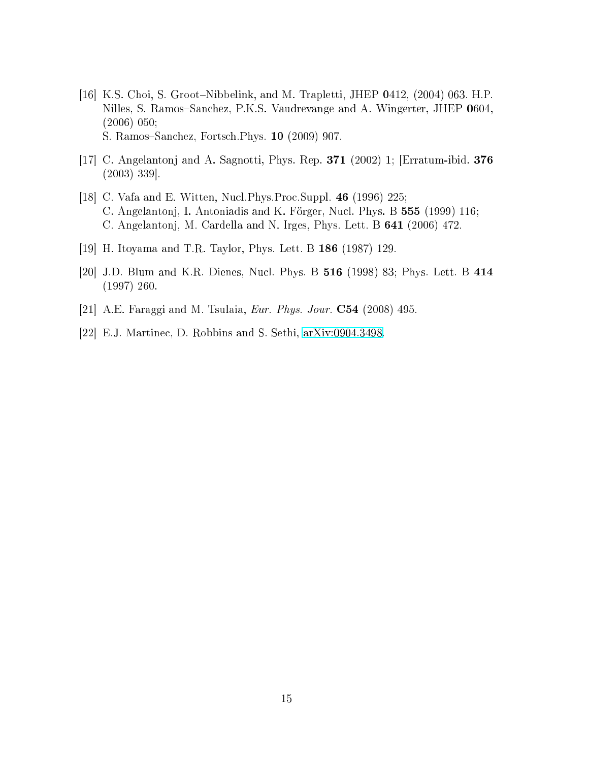[16] K.S. Choi, S. Groot–Nibbelink, and M. Trapletti, JHEP **0**412, (2004) 063. H.P. Nilles, S. Ramos–Sanchez, P.K.S. Vaudrevange and A. Wingerter, JHEP **0**604, (2006) 050;
S. Ramos–Sanchez, Fortsch.Phys. **10** (2009) 907.

[17] C. Angelantonj and A. Sagnotti, Phys. Rep. **371** (2002) 1; [Erratum-ibid. **376** (2003) 339].

[18] C. Vafa and E. Witten, Nucl.Phys.Proc.Suppl. **46** (1996) 225;
C. Angelantonj, I. Antoniadis and K. Förger, Nucl. Phys. B **555** (1999) 116;
C. Angelantonj, M. Cardella and N. Irges, Phys. Lett. B **641** (2006) 472.

[19] H. Itoyama and T.R. Taylor, Phys. Lett. B **186** (1987) 129.

[20] J.D. Blum and K.R. Dienes, Nucl. Phys. B **516** (1998) 83; Phys. Lett. B **414** (1997) 260.

[21] A.E. Faraggi and M. Tsulaia, *Eur. Phys. Jour.* **C54** (2008) 495.

[22] E.J. Martinec, D. Robbins and S. Sethi, arXiv:0904.3498.